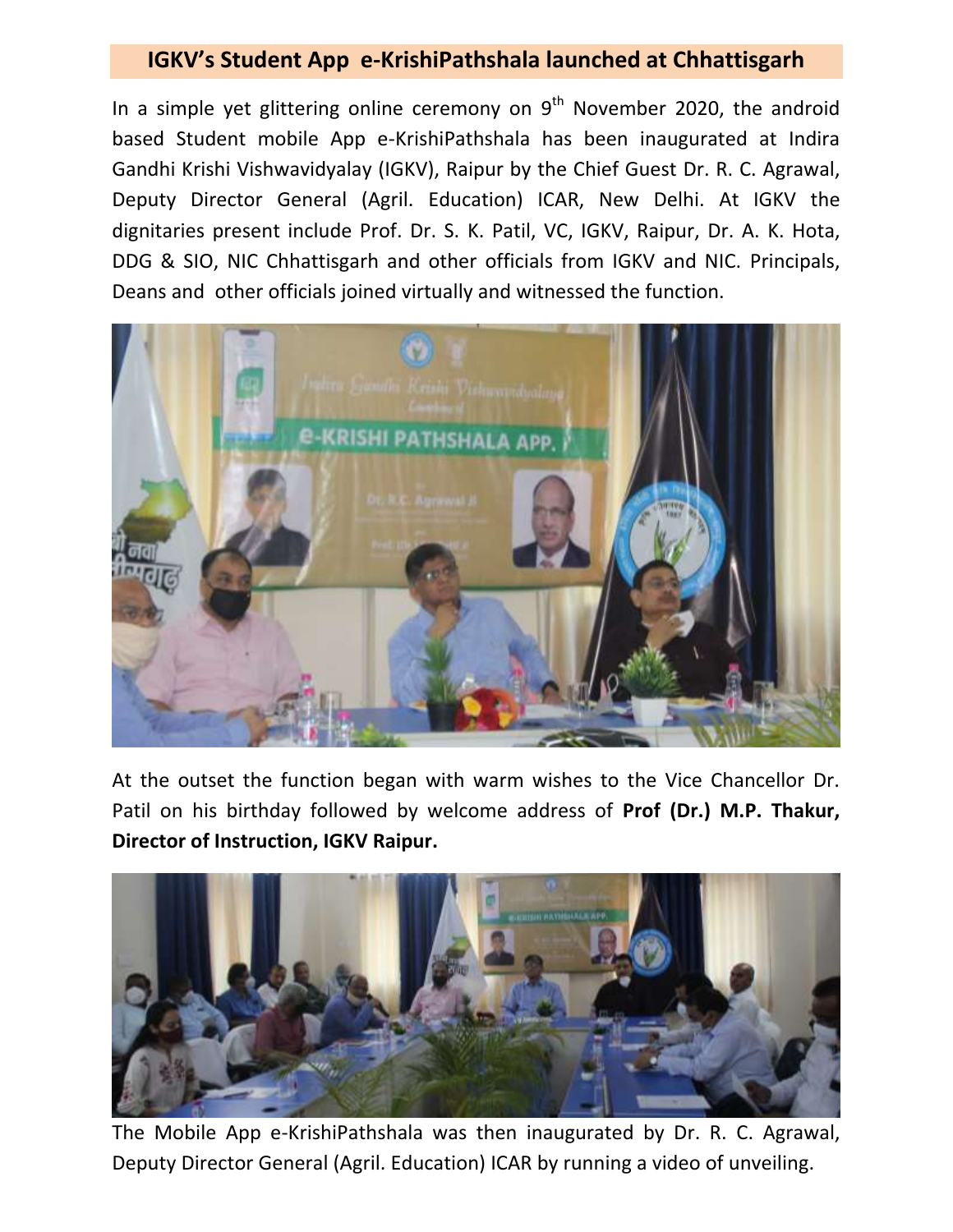## IGKV's Student App e-KrishiPathshala launched at Chhattisgarh

In a simple yet glittering online ceremony on 9th November 2020, the android based Student mobile App e-KrishiPathshala has been inaugurated at Indira Gandhi Krishi Vishwavidyalay (IGKV), Raipur by the Chief Guest Dr. R. C. Agrawal, Deputy Director General (Agril. Education) ICAR, New Delhi. At IGKV the dignitaries present include Prof. Dr. S. K. Patil, VC, IGKV, Raipur, Dr. A. K. Hota, DDG & SIO, NIC Chhattisgarh and other officials from IGKV and NIC. Principals, Deans and other officials joined virtually and witnessed the function.

At the outset the function began with warm wishes to the Vice Chancellor Dr. Patil on his birthday followed by welcome address of **Prof (Dr.) M.P. Thakur, Director of Instruction, IGKV Raipur.**

The Mobile App e-KrishiPathshala was then inaugurated by Dr. R. C. Agrawal, Deputy Director General (Agril. Education) ICAR by running a video of unveiling.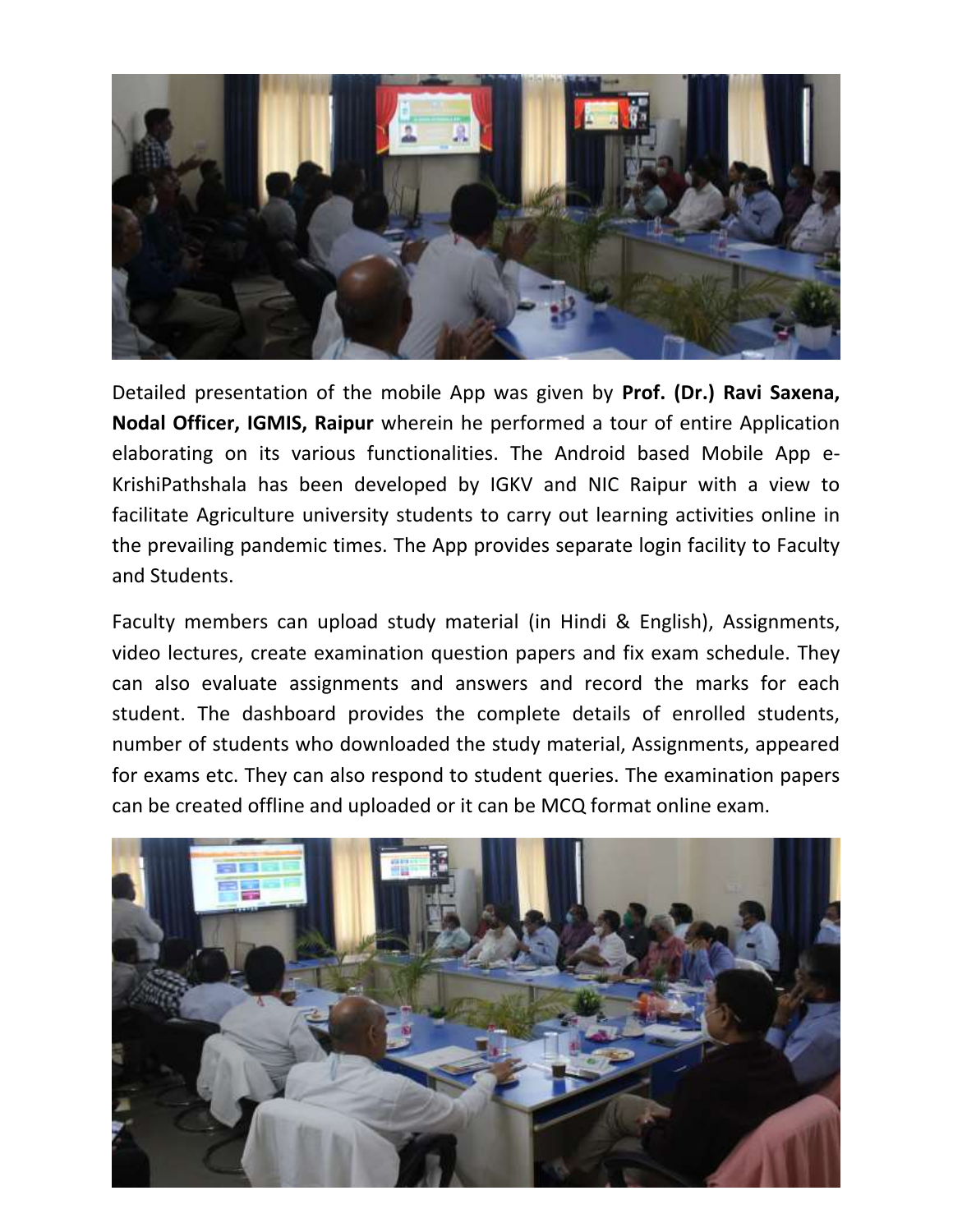Detailed presentation of the mobile App was given by **Prof. (Dr.) Ravi Saxena, Nodal Officer, IGMIS, Raipur** wherein he performed a tour of entire Application elaborating on its various functionalities. The Android based Mobile App e-KrishiPathshala has been developed by IGKV and NIC Raipur with a view to facilitate Agriculture university students to carry out learning activities online in the prevailing pandemic times. The App provides separate login facility to Faculty and Students.

Faculty members can upload study material (in Hindi & English), Assignments, video lectures, create examination question papers and fix exam schedule. They can also evaluate assignments and answers and record the marks for each student. The dashboard provides the complete details of enrolled students, number of students who downloaded the study material, Assignments, appeared for exams etc. They can also respond to student queries. The examination papers can be created offline and uploaded or it can be MCQ format online exam.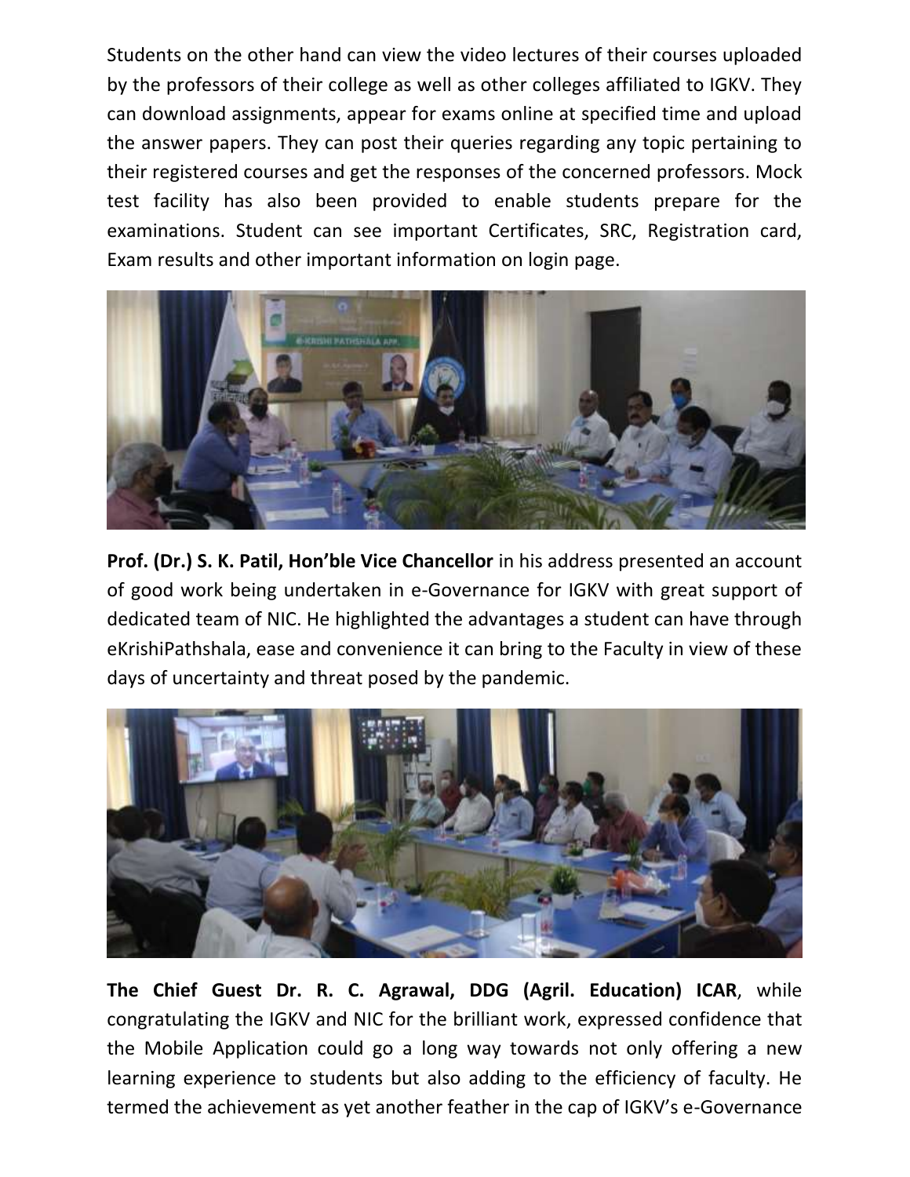Students on the other hand can view the video lectures of their courses uploaded by the professors of their college as well as other colleges affiliated to IGKV. They can download assignments, appear for exams online at specified time and upload the answer papers. They can post their queries regarding any topic pertaining to their registered courses and get the responses of the concerned professors. Mock test facility has also been provided to enable students prepare for the examinations. Student can see important Certificates, SRC, Registration card, Exam results and other important information on login page.

**Prof. (Dr.) S. K. Patil, Hon'ble Vice Chancellor** in his address presented an account of good work being undertaken in e-Governance for IGKV with great support of dedicated team of NIC. He highlighted the advantages a student can have through eKrishiPathshala, ease and convenience it can bring to the Faculty in view of these days of uncertainty and threat posed by the pandemic.

**The Chief Guest Dr. R. C. Agrawal, DDG (Agril. Education) ICAR**, while congratulating the IGKV and NIC for the brilliant work, expressed confidence that the Mobile Application could go a long way towards not only offering a new learning experience to students but also adding to the efficiency of faculty. He termed the achievement as yet another feather in the cap of IGKV's e-Governance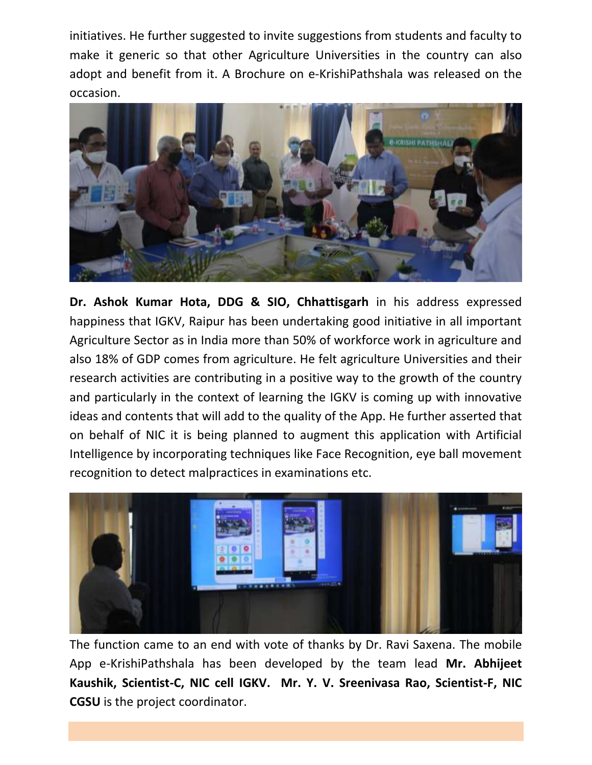initiatives. He further suggested to invite suggestions from students and faculty to make it generic so that other Agriculture Universities in the country can also adopt and benefit from it. A Brochure on e-KrishiPathshala was released on the occasion.

**Dr. Ashok Kumar Hota, DDG & SIO, Chhattisgarh** in his address expressed happiness that IGKV, Raipur has been undertaking good initiative in all important Agriculture Sector as in India more than 50% of workforce work in agriculture and also 18% of GDP comes from agriculture. He felt agriculture Universities and their research activities are contributing in a positive way to the growth of the country and particularly in the context of learning the IGKV is coming up with innovative ideas and contents that will add to the quality of the App. He further asserted that on behalf of NIC it is being planned to augment this application with Artificial Intelligence by incorporating techniques like Face Recognition, eye ball movement recognition to detect malpractices in examinations etc.

The function came to an end with vote of thanks by Dr. Ravi Saxena. The mobile App e-KrishiPathshala has been developed by the team lead **Mr. Abhijeet Kaushik, Scientist-C, NIC cell IGKV. Mr. Y. V. Sreenivasa Rao, Scientist-F, NIC CGSU** is the project coordinator.